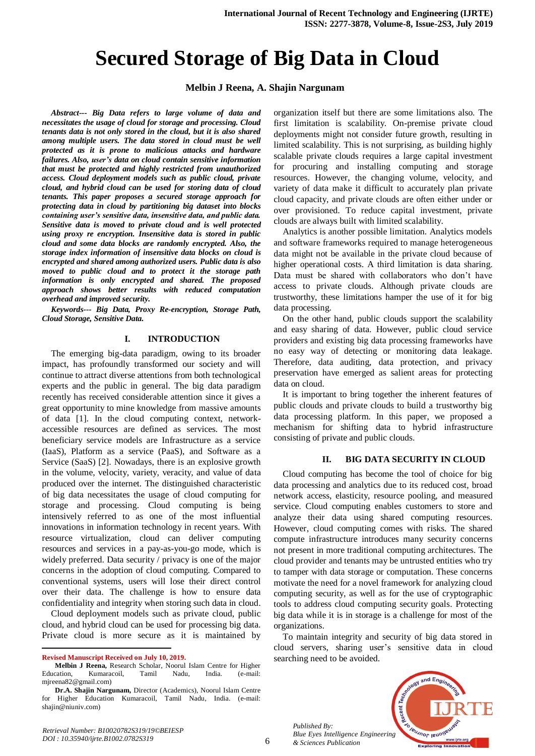# Secured Storage of Big Data in Cloud

**Melbin J Reena, A. Shajin Nargunam**

***Abstract--- Big Data refers to large volume of data and necessitates the usage of cloud for storage and processing. Cloud tenants data is not only stored in the cloud, but it is also shared among multiple users. The data stored in cloud must be well protected as it is prone to malicious attacks and hardware failures. Also, user's data on cloud contain sensitive information that must be protected and highly restricted from unauthorized access. Cloud deployment models such as public cloud, private cloud, and hybrid cloud can be used for storing data of cloud tenants. This paper proposes a secured storage approach for protecting data in cloud by partitioning big dataset into blocks containing user's sensitive data, insensitive data, and public data. Sensitive data is moved to private cloud and is well protected using proxy re encryption. Insensitive data is stored in public cloud and some data blocks are randomly encrypted. Also, the storage index information of insensitive data blocks on cloud is encrypted and shared among authorized users. Public data is also moved to public cloud and to protect it the storage path information is only encrypted and shared. The proposed approach shows better results with reduced computation overhead and improved security.***

***Keywords--- Big Data, Proxy Re-encryption, Storage Path, Cloud Storage, Sensitive Data.***

## I. INTRODUCTION

The emerging big-data paradigm, owing to its broader impact, has profoundly transformed our society and will continue to attract diverse attentions from both technological experts and the public in general. The big data paradigm recently has received considerable attention since it gives a great opportunity to mine knowledge from massive amounts of data [1]. In the cloud computing context, network-accessible resources are defined as services. The most beneficiary service models are Infrastructure as a service (IaaS), Platform as a service (PaaS), and Software as a Service (SaaS) [2]. Nowadays, there is an explosive growth in the volume, velocity, variety, veracity, and value of data produced over the internet. The distinguished characteristic of big data necessitates the usage of cloud computing for storage and processing. Cloud computing is being intensively referred to as one of the most influential innovations in information technology in recent years. With resource virtualization, cloud can deliver computing resources and services in a pay-as-you-go mode, which is widely preferred. Data security / privacy is one of the major concerns in the adoption of cloud computing. Compared to conventional systems, users will lose their direct control over their data. The challenge is how to ensure data confidentiality and integrity when storing such data in cloud.

Cloud deployment models such as private cloud, public cloud, and hybrid cloud can be used for processing big data. Private cloud is more secure as it is maintained by organization itself but there are some limitations also. The first limitation is scalability. On-premise private cloud deployments might not consider future growth, resulting in limited scalability. This is not surprising, as building highly scalable private clouds requires a large capital investment for procuring and installing computing and storage resources. However, the changing volume, velocity, and variety of data make it difficult to accurately plan private cloud capacity, and private clouds are often either under or over provisioned. To reduce capital investment, private clouds are always built with limited scalability.

Analytics is another possible limitation. Analytics models and software frameworks required to manage heterogeneous data might not be available in the private cloud because of higher operational costs. A third limitation is data sharing. Data must be shared with collaborators who don't have access to private clouds. Although private clouds are trustworthy, these limitations hamper the use of it for big data processing.

On the other hand, public clouds support the scalability and easy sharing of data. However, public cloud service providers and existing big data processing frameworks have no easy way of detecting or monitoring data leakage. Therefore, data auditing, data protection, and privacy preservation have emerged as salient areas for protecting data on cloud.

It is important to bring together the inherent features of public clouds and private clouds to build a trustworthy big data processing platform. In this paper, we proposed a mechanism for shifting data to hybrid infrastructure consisting of private and public clouds.

## II. BIG DATA SECURITY IN CLOUD

Cloud computing has become the tool of choice for big data processing and analytics due to its reduced cost, broad network access, elasticity, resource pooling, and measured service. Cloud computing enables customers to store and analyze their data using shared computing resources. However, cloud computing comes with risks. The shared compute infrastructure introduces many security concerns not present in more traditional computing architectures. The cloud provider and tenants may be untrusted entities who try to tamper with data storage or computation. These concerns motivate the need for a novel framework for analyzing cloud computing security, as well as for the use of cryptographic tools to address cloud computing security goals. Protecting big data while it is in storage is a challenge for most of the organizations.

To maintain integrity and security of big data stored in cloud servers, sharing user's sensitive data in cloud searching need to be avoided.

---

**Revised Manuscript Received on July 10, 2019.**

**Melbin J Reena,** Research Scholar, Noorul Islam Centre for Higher Education, Kumaracoil, Tamil Nadu, India. (e-mail: mjreena82@gmail.com)

**Dr.A. Shajin Nargunam,** Director (Academics), Noorul Islam Centre for Higher Education Kumaracoil, Tamil Nadu, India. (e-mail: shajin@niuniv.com)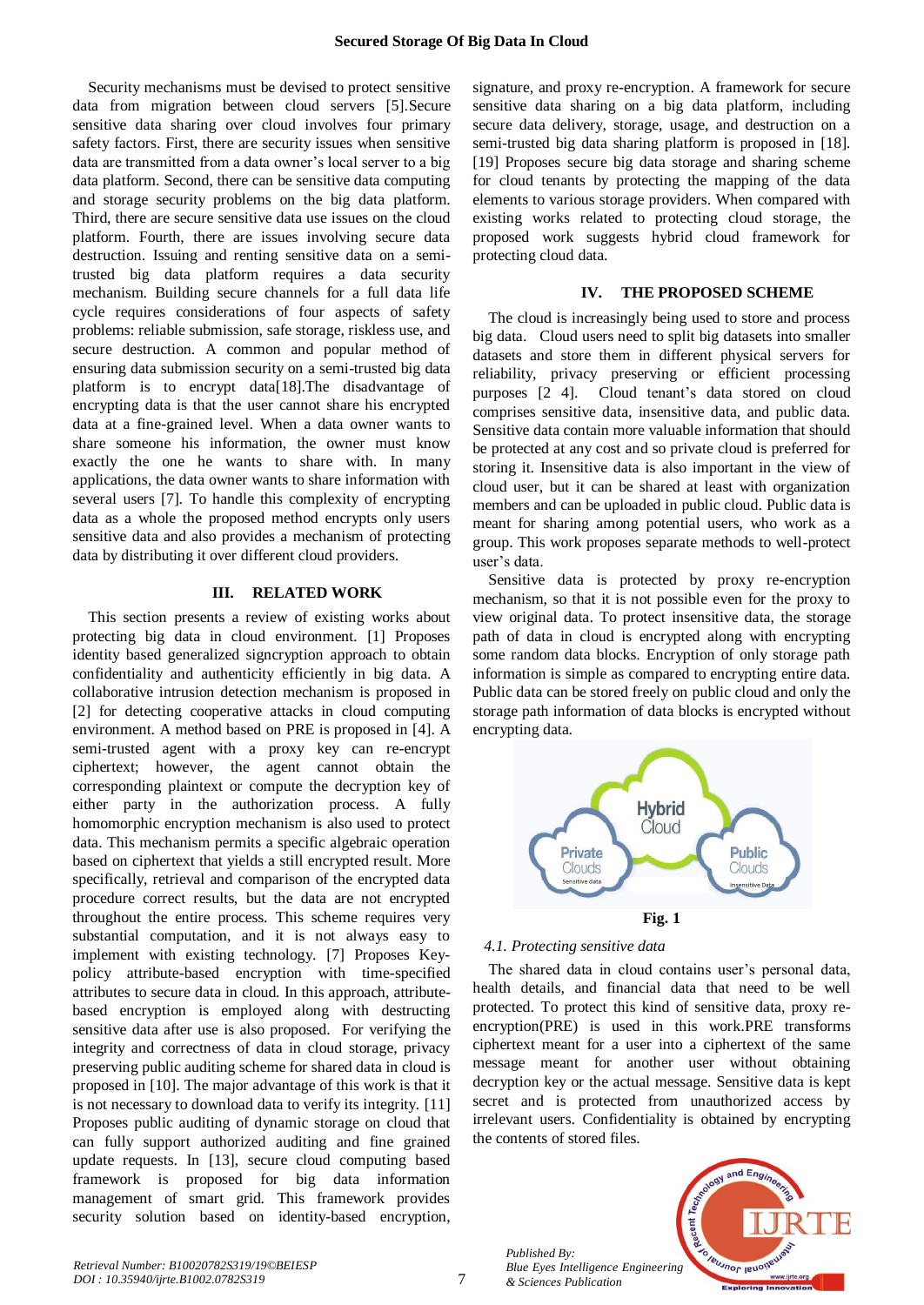Security mechanisms must be devised to protect sensitive data from migration between cloud servers [5].Secure sensitive data sharing over cloud involves four primary safety factors. First, there are security issues when sensitive data are transmitted from a data owner's local server to a big data platform. Second, there can be sensitive data computing and storage security problems on the big data platform. Third, there are secure sensitive data use issues on the cloud platform. Fourth, there are issues involving secure data destruction. Issuing and renting sensitive data on a semi-trusted big data platform requires a data security mechanism. Building secure channels for a full data life cycle requires considerations of four aspects of safety problems: reliable submission, safe storage, riskless use, and secure destruction. A common and popular method of ensuring data submission security on a semi-trusted big data platform is to encrypt data[18].The disadvantage of encrypting data is that the user cannot share his encrypted data at a fine-grained level. When a data owner wants to share someone his information, the owner must know exactly the one he wants to share with. In many applications, the data owner wants to share information with several users [7]. To handle this complexity of encrypting data as a whole the proposed method encrypts only users sensitive data and also provides a mechanism of protecting data by distributing it over different cloud providers.

## III. RELATED WORK

This section presents a review of existing works about protecting big data in cloud environment. [1] Proposes identity based generalized signcryption approach to obtain confidentiality and authenticity efficiently in big data. A collaborative intrusion detection mechanism is proposed in [2] for detecting cooperative attacks in cloud computing environment. A method based on PRE is proposed in [4]. A semi-trusted agent with a proxy key can re-encrypt ciphertext; however, the agent cannot obtain the corresponding plaintext or compute the decryption key of either party in the authorization process. A fully homomorphic encryption mechanism is also used to protect data. This mechanism permits a specific algebraic operation based on ciphertext that yields a still encrypted result. More specifically, retrieval and comparison of the encrypted data procedure correct results, but the data are not encrypted throughout the entire process. This scheme requires very substantial computation, and it is not always easy to implement with existing technology. [7] Proposes Key-policy attribute-based encryption with time-specified attributes to secure data in cloud. In this approach, attribute-based encryption is employed along with destructing sensitive data after use is also proposed. For verifying the integrity and correctness of data in cloud storage, privacy preserving public auditing scheme for shared data in cloud is proposed in [10]. The major advantage of this work is that it is not necessary to download data to verify its integrity. [11] Proposes public auditing of dynamic storage on cloud that can fully support authorized auditing and fine grained update requests. In [13], secure cloud computing based framework is proposed for big data information management of smart grid. This framework provides security solution based on identity-based encryption, signature, and proxy re-encryption. A framework for secure sensitive data sharing on a big data platform, including secure data delivery, storage, usage, and destruction on a semi-trusted big data sharing platform is proposed in [18]. [19] Proposes secure big data storage and sharing scheme for cloud tenants by protecting the mapping of the data elements to various storage providers. When compared with existing works related to protecting cloud storage, the proposed work suggests hybrid cloud framework for protecting cloud data.

## IV. THE PROPOSED SCHEME

The cloud is increasingly being used to store and process big data. Cloud users need to split big datasets into smaller datasets and store them in different physical servers for reliability, privacy preserving or efficient processing purposes [2 4]. Cloud tenant's data stored on cloud comprises sensitive data, insensitive data, and public data. Sensitive data contain more valuable information that should be protected at any cost and so private cloud is preferred for storing it. Insensitive data is also important in the view of cloud user, but it can be shared at least with organization members and can be uploaded in public cloud. Public data is meant for sharing among potential users, who work as a group. This work proposes separate methods to well-protect user's data.

Sensitive data is protected by proxy re-encryption mechanism, so that it is not possible even for the proxy to view original data. To protect insensitive data, the storage path of data in cloud is encrypted along with encrypting some random data blocks. Encryption of only storage path information is simple as compared to encrypting entire data. Public data can be stored freely on public cloud and only the storage path information of data blocks is encrypted without encrypting data.

Hybrid Cloud — Private Clouds (Sensitive data) — Public Clouds (Insensitive Data)

**Fig. 1**

### *4.1. Protecting sensitive data*

The shared data in cloud contains user's personal data, health details, and financial data that need to be well protected. To protect this kind of sensitive data, proxy re-encryption(PRE) is used in this work.PRE transforms ciphertext meant for a user into a ciphertext of the same message meant for another user without obtaining decryption key or the actual message. Sensitive data is kept secret and is protected from unauthorized access by irrelevant users. Confidentiality is obtained by encrypting the contents of stored files.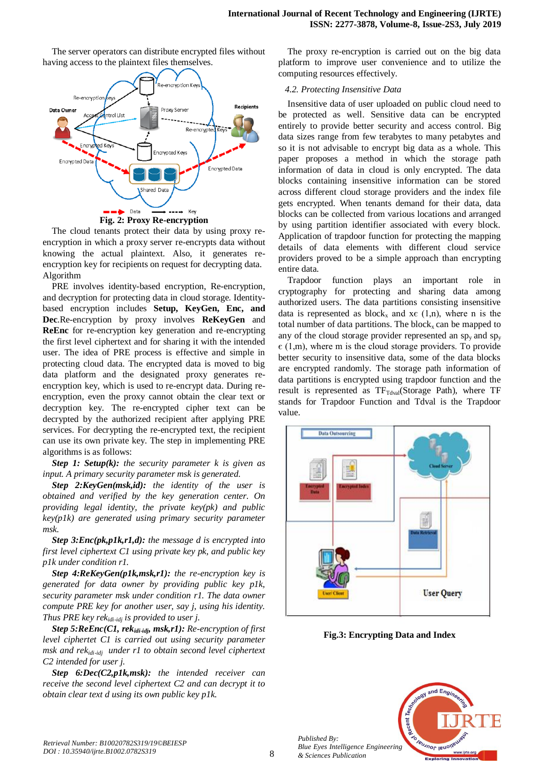The server operators can distribute encrypted files without having access to the plaintext files themselves.

**Fig. 2: Proxy Re-encryption**

The cloud tenants protect their data by using proxy re-encryption in which a proxy server re-encrypts data without knowing the actual plaintext. Also, it generates re-encryption key for recipients on request for decrypting data. Algorithm

PRE involves identity-based encryption, Re-encryption, and decryption for protecting data in cloud storage. Identity-based encryption includes **Setup, KeyGen, Enc, and Dec**.Re-encryption by proxy involves **ReKeyGen** and **ReEnc** for re-encryption key generation and re-encrypting the first level ciphertext and for sharing it with the intended user. The idea of PRE process is effective and simple in protecting cloud data. The encrypted data is moved to big data platform and the designated proxy generates re-encryption key, which is used to re-encrypt data. During re-encryption, even the proxy cannot obtain the clear text or decryption key. The re-encrypted cipher text can be decrypted by the authorized recipient after applying PRE services. For decrypting the re-encrypted text, the recipient can use its own private key. The step in implementing PRE algorithms is as follows:

***Step 1: Setup(k):*** *the security parameter k is given as input. A primary security parameter msk is generated.*

***Step 2:KeyGen(msk,id):*** *the identity of the user is obtained and verified by the key generation center. On providing legal identity, the private key(pk) and public key(p1k) are generated using primary security parameter msk.*

***Step 3:Enc(pk,p1k,r1,d):*** *the message d is encrypted into first level ciphertext C1 using private key pk, and public key p1k under condition r1.*

***Step 4:ReKeyGen(p1k,msk,r1):*** *the re-encryption key is generated for data owner by providing public key p1k, security parameter msk under condition r1. The data owner compute PRE key for another user, say j, using his identity. Thus PRE key* $rek_{idi\text{-}idj}$ *is provided to user j.*

***Step 5:ReEnc(C1,*** $rek_{idi\text{-}idj}$***, msk,r1):*** *Re-encryption of first level ciphertext C1 is carried out using security parameter msk and* $rek_{idi\text{-}idj}$ *under r1 to obtain second level ciphertext C2 intended for user j.*

***Step 6:Dec(C2,p1k,msk):*** *the intended receiver can receive the second level ciphertext C2 and can decrypt it to obtain clear text d using its own public key p1k.*

The proxy re-encryption is carried out on the big data platform to improve user convenience and to utilize the computing resources effectively.

### *4.2. Protecting Insensitive Data*

Insensitive data of user uploaded on public cloud need to be protected as well. Sensitive data can be encrypted entirely to provide better security and access control. Big data sizes range from few terabytes to many petabytes and so it is not advisable to encrypt big data as a whole. This paper proposes a method in which the storage path information of data in cloud is only encrypted. The data blocks containing insensitive information can be stored across different cloud storage providers and the index file gets encrypted. When tenants demand for their data, data blocks can be collected from various locations and arranged by using partition identifier associated with every block. Application of trapdoor function for protecting the mapping details of data elements with different cloud service providers proved to be a simple approach than encrypting entire data.

Trapdoor function plays an important role in cryptography for protecting and sharing data among authorized users. The data partitions consisting insensitive data is represented as $block_x$ and $x\epsilon$ (1,n), where n is the total number of data partitions. The $block_x$ can be mapped to any of the cloud storage provider represented an $sp_y$ and $sp_y$ $\epsilon$ (1,m), where m is the cloud storage providers. To provide better security to insensitive data, some of the data blocks are encrypted randomly. The storage path information of data partitions is encrypted using trapdoor function and the result is represented as $TF_{Tdval}$(Storage Path), where TF stands for Trapdoor Function and Tdval is the Trapdoor value.

**Fig.3: Encrypting Data and Index**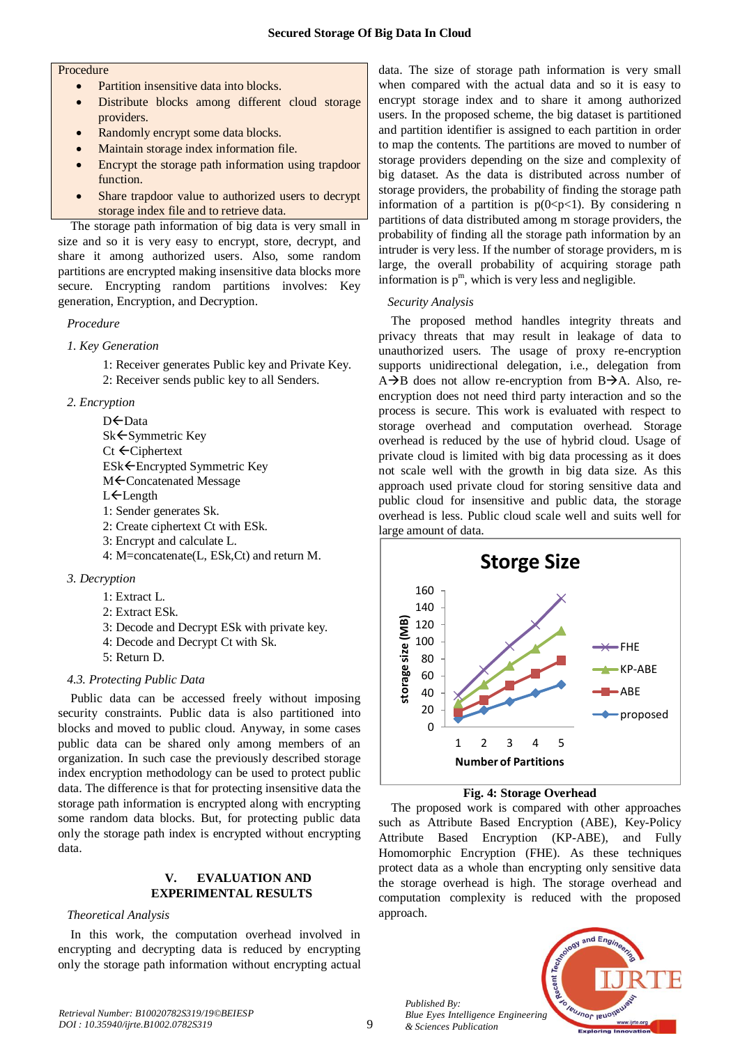Procedure

- Partition insensitive data into blocks.
- Distribute blocks among different cloud storage providers.
- Randomly encrypt some data blocks.
- Maintain storage index information file.
- Encrypt the storage path information using trapdoor function.
- Share trapdoor value to authorized users to decrypt storage index file and to retrieve data.

The storage path information of big data is very small in size and so it is very easy to encrypt, store, decrypt, and share it among authorized users. Also, some random partitions are encrypted making insensitive data blocks more secure. Encrypting random partitions involves: Key generation, Encryption, and Decryption.

*Procedure*

*1. Key Generation*

1: Receiver generates Public key and Private Key.
2: Receiver sends public key to all Senders.

*2. Encryption*

D←Data
Sk←Symmetric Key
Ct ←Ciphertext
ESk←Encrypted Symmetric Key
M←Concatenated Message
L←Length
1: Sender generates Sk.
2: Create ciphertext Ct with ESk.
3: Encrypt and calculate L.
4: M=concatenate(L, ESk,Ct) and return M.

*3. Decryption*

1: Extract L.
2: Extract ESk.
3: Decode and Decrypt ESk with private key.
4: Decode and Decrypt Ct with Sk.
5: Return D.

*4.3. Protecting Public Data*

Public data can be accessed freely without imposing security constraints. Public data is also partitioned into blocks and moved to public cloud. Anyway, in some cases public data can be shared only among members of an organization. In such case the previously described storage index encryption methodology can be used to protect public data. The difference is that for protecting insensitive data the storage path information is encrypted along with encrypting some random data blocks. But, for protecting public data only the storage path index is encrypted without encrypting data.

## V. EVALUATION AND EXPERIMENTAL RESULTS

*Theoretical Analysis*

In this work, the computation overhead involved in encrypting and decrypting data is reduced by encrypting only the storage path information without encrypting actual data. The size of storage path information is very small when compared with the actual data and so it is easy to encrypt storage index and to share it among authorized users. In the proposed scheme, the big dataset is partitioned and partition identifier is assigned to each partition in order to map the contents. The partitions are moved to number of storage providers depending on the size and complexity of big dataset. As the data is distributed across number of storage providers, the probability of finding the storage path information of a partition is p(0<p<1). By considering n partitions of data distributed among m storage providers, the probability of finding all the storage path information by an intruder is very less. If the number of storage providers, m is large, the overall probability of acquiring storage path information is $p^m$, which is very less and negligible.

*Security Analysis*

The proposed method handles integrity threats and privacy threats that may result in leakage of data to unauthorized users. The usage of proxy re-encryption supports unidirectional delegation, i.e., delegation from A→B does not allow re-encryption from B→A. Also, re-encryption does not need third party interaction and so the process is secure. This work is evaluated with respect to storage overhead and computation overhead. Storage overhead is reduced by the use of hybrid cloud. Usage of private cloud is limited with big data processing as it does not scale well with the growth in big data size. As this approach used private cloud for storing sensitive data and public cloud for insensitive and public data, the storage overhead is less. Public cloud scale well and suits well for large amount of data.

**Fig. 4: Storage Overhead**

The proposed work is compared with other approaches such as Attribute Based Encryption (ABE), Key-Policy Attribute Based Encryption (KP-ABE), and Fully Homomorphic Encryption (FHE). As these techniques protect data as a whole than encrypting only sensitive data the storage overhead is high. The storage overhead and computation complexity is reduced with the proposed approach.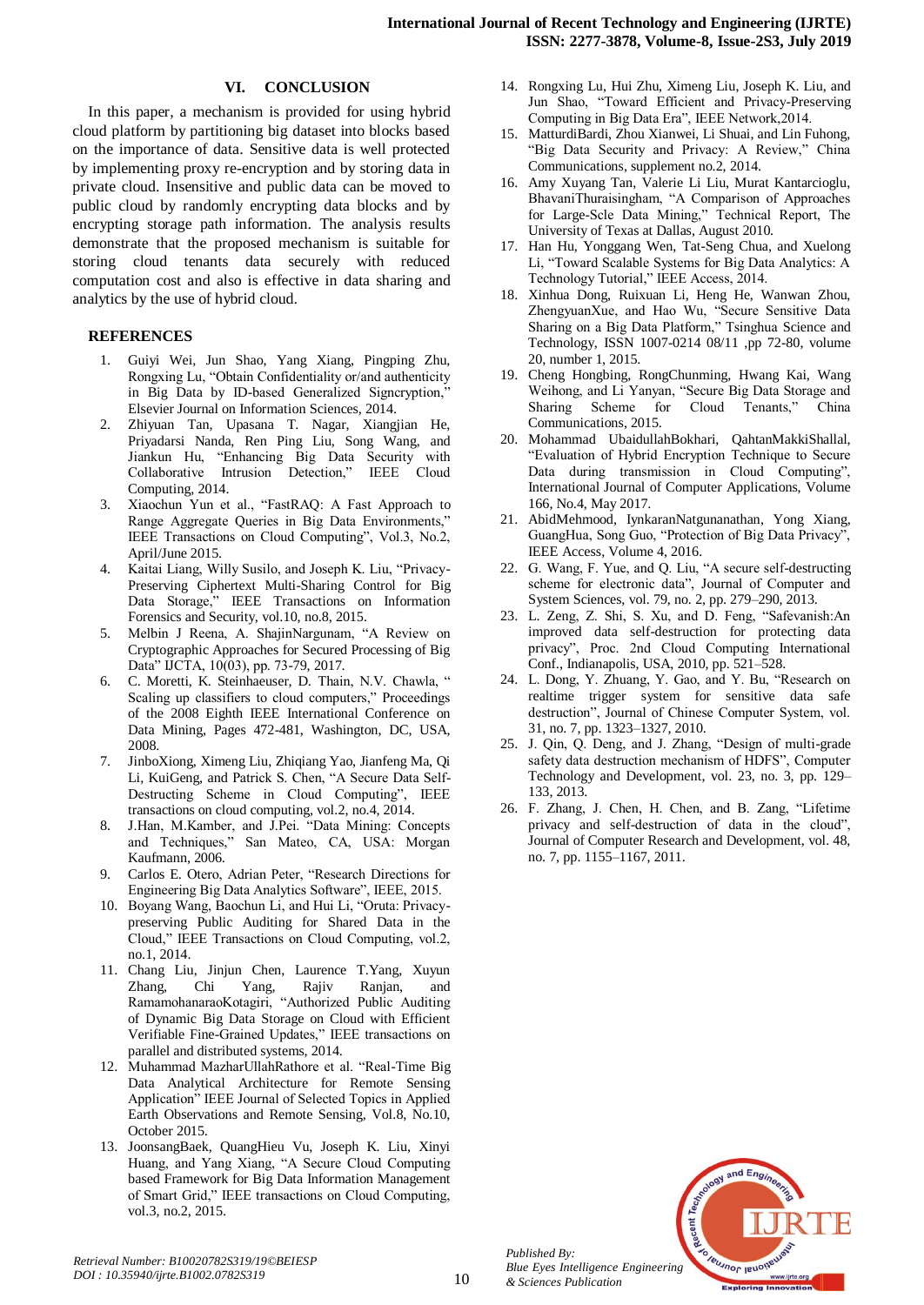## VI. CONCLUSION

In this paper, a mechanism is provided for using hybrid cloud platform by partitioning big dataset into blocks based on the importance of data. Sensitive data is well protected by implementing proxy re-encryption and by storing data in private cloud. Insensitive and public data can be moved to public cloud by randomly encrypting data blocks and by encrypting storage path information. The analysis results demonstrate that the proposed mechanism is suitable for storing cloud tenants data securely with reduced computation cost and also is effective in data sharing and analytics by the use of hybrid cloud.

## REFERENCES

1. Guiyi Wei, Jun Shao, Yang Xiang, Pingping Zhu, Rongxing Lu, "Obtain Confidentiality or/and authenticity in Big Data by ID-based Generalized Signcryption," Elsevier Journal on Information Sciences, 2014.
2. Zhiyuan Tan, Upasana T. Nagar, Xiangjian He, Priyadarsi Nanda, Ren Ping Liu, Song Wang, and Jiankun Hu, "Enhancing Big Data Security with Collaborative Intrusion Detection," IEEE Cloud Computing, 2014.
3. Xiaochun Yun et al., "FastRAQ: A Fast Approach to Range Aggregate Queries in Big Data Environments," IEEE Transactions on Cloud Computing", Vol.3, No.2, April/June 2015.
4. Kaitai Liang, Willy Susilo, and Joseph K. Liu, "Privacy-Preserving Ciphertext Multi-Sharing Control for Big Data Storage," IEEE Transactions on Information Forensics and Security, vol.10, no.8, 2015.
5. Melbin J Reena, A. ShajinNargunam, "A Review on Cryptographic Approaches for Secured Processing of Big Data" IJCTA, 10(03), pp. 73-79, 2017.
6. C. Moretti, K. Steinhaeuser, D. Thain, N.V. Chawla, " Scaling up classifiers to cloud computers," Proceedings of the 2008 Eighth IEEE International Conference on Data Mining, Pages 472-481, Washington, DC, USA, 2008.
7. JinboXiong, Ximeng Liu, Zhiqiang Yao, Jianfeng Ma, Qi Li, KuiGeng, and Patrick S. Chen, "A Secure Data Self-Destructing Scheme in Cloud Computing", IEEE transactions on cloud computing, vol.2, no.4, 2014.
8. J.Han, M.Kamber, and J.Pei. "Data Mining: Concepts and Techniques," San Mateo, CA, USA: Morgan Kaufmann, 2006.
9. Carlos E. Otero, Adrian Peter, "Research Directions for Engineering Big Data Analytics Software", IEEE, 2015.
10. Boyang Wang, Baochun Li, and Hui Li, "Oruta: Privacy-preserving Public Auditing for Shared Data in the Cloud," IEEE Transactions on Cloud Computing, vol.2, no.1, 2014.
11. Chang Liu, Jinjun Chen, Laurence T.Yang, Xuyun Zhang, Chi Yang, Rajiv Ranjan, and RamamohanaraoKotagiri, "Authorized Public Auditing of Dynamic Big Data Storage on Cloud with Efficient Verifiable Fine-Grained Updates," IEEE transactions on parallel and distributed systems, 2014.
12. Muhammad MazharUllahRathore et al. "Real-Time Big Data Analytical Architecture for Remote Sensing Application" IEEE Journal of Selected Topics in Applied Earth Observations and Remote Sensing, Vol.8, No.10, October 2015.
13. JoonsangBaek, QuangHieu Vu, Joseph K. Liu, Xinyi Huang, and Yang Xiang, "A Secure Cloud Computing based Framework for Big Data Information Management of Smart Grid," IEEE transactions on Cloud Computing, vol.3, no.2, 2015.
14. Rongxing Lu, Hui Zhu, Ximeng Liu, Joseph K. Liu, and Jun Shao, "Toward Efficient and Privacy-Preserving Computing in Big Data Era", IEEE Network,2014.
15. MatturdiBardi, Zhou Xianwei, Li Shuai, and Lin Fuhong, "Big Data Security and Privacy: A Review," China Communications, supplement no.2, 2014.
16. Amy Xuyang Tan, Valerie Li Liu, Murat Kantarcioglu, BhavaniThuraisingham, "A Comparison of Approaches for Large-Scle Data Mining," Technical Report, The University of Texas at Dallas, August 2010.
17. Han Hu, Yonggang Wen, Tat-Seng Chua, and Xuelong Li, "Toward Scalable Systems for Big Data Analytics: A Technology Tutorial," IEEE Access, 2014.
18. Xinhua Dong, Ruixuan Li, Heng He, Wanwan Zhou, ZhengyuanXue, and Hao Wu, "Secure Sensitive Data Sharing on a Big Data Platform," Tsinghua Science and Technology, ISSN 1007-0214 08/11 ,pp 72-80, volume 20, number 1, 2015.
19. Cheng Hongbing, RongChunming, Hwang Kai, Wang Weihong, and Li Yanyan, "Secure Big Data Storage and Sharing Scheme for Cloud Tenants," China Communications, 2015.
20. Mohammad UbaidullahBokhari, QahtanMakkiShallal, "Evaluation of Hybrid Encryption Technique to Secure Data during transmission in Cloud Computing", International Journal of Computer Applications, Volume 166, No.4, May 2017.
21. AbidMehmood, IynkaranNatgunanathan, Yong Xiang, GuangHua, Song Guo, "Protection of Big Data Privacy", IEEE Access, Volume 4, 2016.
22. G. Wang, F. Yue, and Q. Liu, "A secure self-destructing scheme for electronic data", Journal of Computer and System Sciences, vol. 79, no. 2, pp. 279–290, 2013.
23. L. Zeng, Z. Shi, S. Xu, and D. Feng, "Safevanish:An improved data self-destruction for protecting data privacy", Proc. 2nd Cloud Computing International Conf., Indianapolis, USA, 2010, pp. 521–528.
24. L. Dong, Y. Zhuang, Y. Gao, and Y. Bu, "Research on realtime trigger system for sensitive data safe destruction", Journal of Chinese Computer System, vol. 31, no. 7, pp. 1323–1327, 2010.
25. J. Qin, Q. Deng, and J. Zhang, "Design of multi-grade safety data destruction mechanism of HDFS", Computer Technology and Development, vol. 23, no. 3, pp. 129–133, 2013.
26. F. Zhang, J. Chen, H. Chen, and B. Zang, "Lifetime privacy and self-destruction of data in the cloud", Journal of Computer Research and Development, vol. 48, no. 7, pp. 1155–1167, 2011.